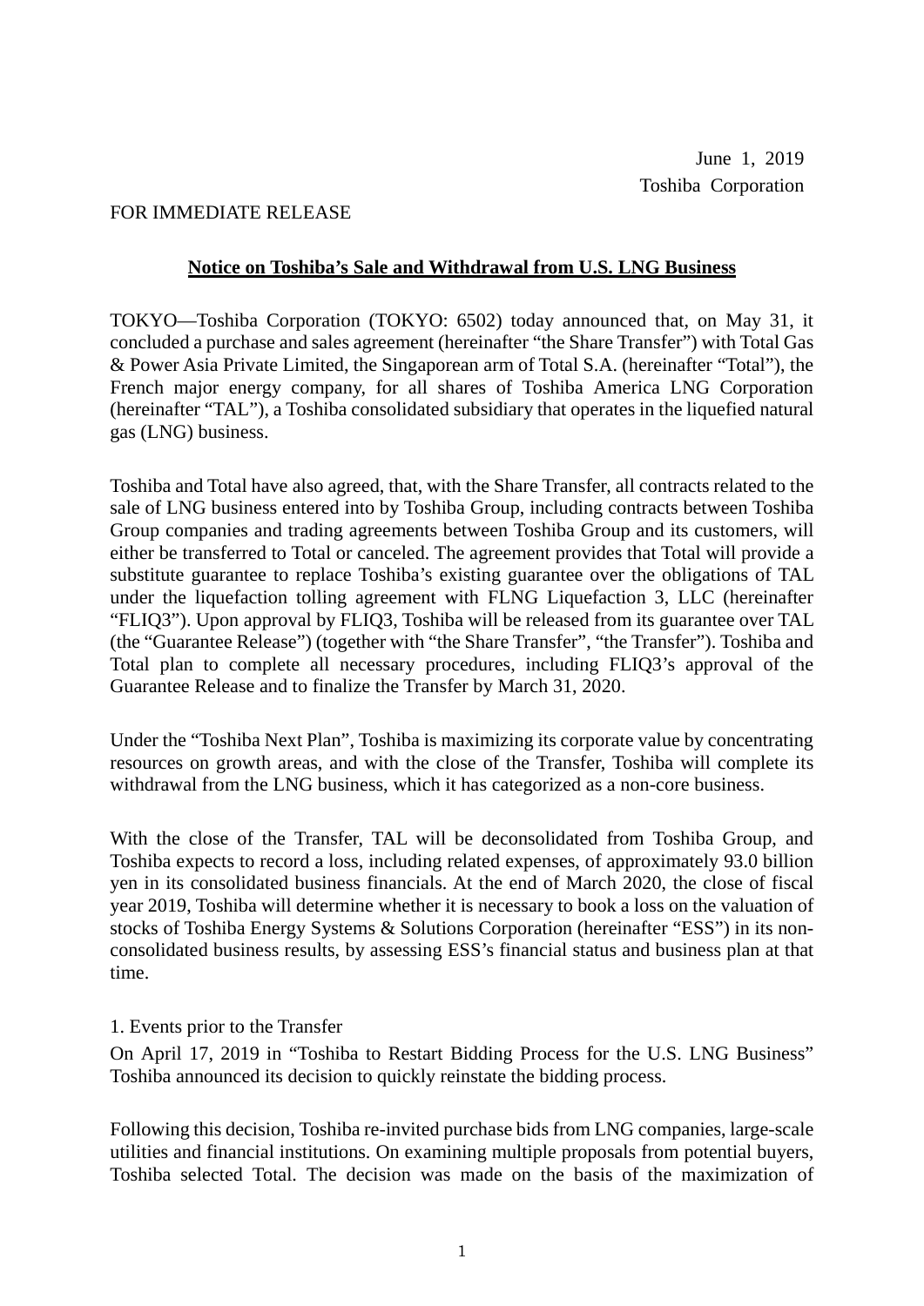June 1, 2019
Toshiba Corporation

FOR IMMEDIATE RELEASE

# Notice on Toshiba's Sale and Withdrawal from U.S. LNG Business

TOKYO—Toshiba Corporation (TOKYO: 6502) today announced that, on May 31, it concluded a purchase and sales agreement (hereinafter "the Share Transfer") with Total Gas & Power Asia Private Limited, the Singaporean arm of Total S.A. (hereinafter "Total"), the French major energy company, for all shares of Toshiba America LNG Corporation (hereinafter "TAL"), a Toshiba consolidated subsidiary that operates in the liquefied natural gas (LNG) business.

Toshiba and Total have also agreed, that, with the Share Transfer, all contracts related to the sale of LNG business entered into by Toshiba Group, including contracts between Toshiba Group companies and trading agreements between Toshiba Group and its customers, will either be transferred to Total or canceled. The agreement provides that Total will provide a substitute guarantee to replace Toshiba's existing guarantee over the obligations of TAL under the liquefaction tolling agreement with FLNG Liquefaction 3, LLC (hereinafter "FLIQ3"). Upon approval by FLIQ3, Toshiba will be released from its guarantee over TAL (the "Guarantee Release") (together with "the Share Transfer", "the Transfer"). Toshiba and Total plan to complete all necessary procedures, including FLIQ3's approval of the Guarantee Release and to finalize the Transfer by March 31, 2020.

Under the "Toshiba Next Plan", Toshiba is maximizing its corporate value by concentrating resources on growth areas, and with the close of the Transfer, Toshiba will complete its withdrawal from the LNG business, which it has categorized as a non-core business.

With the close of the Transfer, TAL will be deconsolidated from Toshiba Group, and Toshiba expects to record a loss, including related expenses, of approximately 93.0 billion yen in its consolidated business financials. At the end of March 2020, the close of fiscal year 2019, Toshiba will determine whether it is necessary to book a loss on the valuation of stocks of Toshiba Energy Systems & Solutions Corporation (hereinafter "ESS") in its non-consolidated business results, by assessing ESS's financial status and business plan at that time.

## 1. Events prior to the Transfer

On April 17, 2019 in "Toshiba to Restart Bidding Process for the U.S. LNG Business" Toshiba announced its decision to quickly reinstate the bidding process.

Following this decision, Toshiba re-invited purchase bids from LNG companies, large-scale utilities and financial institutions. On examining multiple proposals from potential buyers, Toshiba selected Total. The decision was made on the basis of the maximization of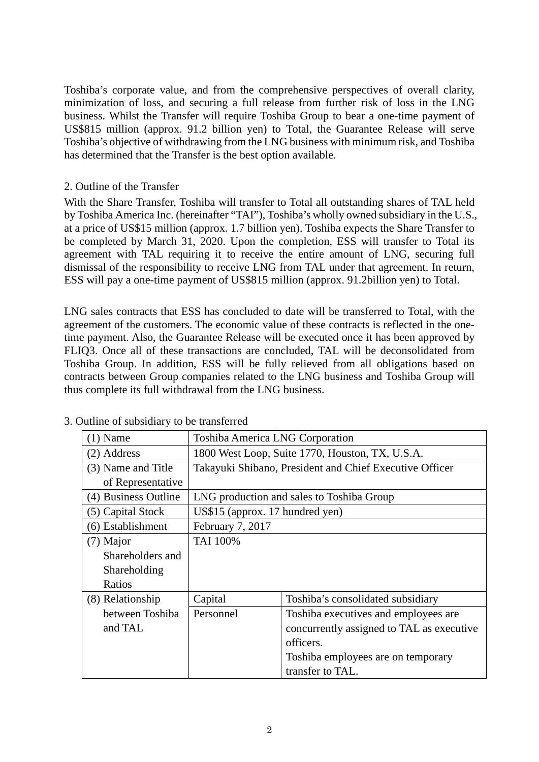Toshiba's corporate value, and from the comprehensive perspectives of overall clarity, minimization of loss, and securing a full release from further risk of loss in the LNG business. Whilst the Transfer will require Toshiba Group to bear a one-time payment of US$815 million (approx. 91.2 billion yen) to Total, the Guarantee Release will serve Toshiba's objective of withdrawing from the LNG business with minimum risk, and Toshiba has determined that the Transfer is the best option available.

## 2. Outline of the Transfer

With the Share Transfer, Toshiba will transfer to Total all outstanding shares of TAL held by Toshiba America Inc. (hereinafter "TAI"), Toshiba's wholly owned subsidiary in the U.S., at a price of US$15 million (approx. 1.7 billion yen). Toshiba expects the Share Transfer to be completed by March 31, 2020. Upon the completion, ESS will transfer to Total its agreement with TAL requiring it to receive the entire amount of LNG, securing full dismissal of the responsibility to receive LNG from TAL under that agreement. In return, ESS will pay a one-time payment of US$815 million (approx. 91.2billion yen) to Total.

LNG sales contracts that ESS has concluded to date will be transferred to Total, with the agreement of the customers. The economic value of these contracts is reflected in the one-time payment. Also, the Guarantee Release will be executed once it has been approved by FLIQ3. Once all of these transactions are concluded, TAL will be deconsolidated from Toshiba Group. In addition, ESS will be fully relieved from all obligations based on contracts between Group companies related to the LNG business and Toshiba Group will thus complete its full withdrawal from the LNG business.

## 3. Outline of subsidiary to be transferred

| | | |
|---|---|---|
| (1) Name | Toshiba America LNG Corporation | |
| (2) Address | 1800 West Loop, Suite 1770, Houston, TX, U.S.A. | |
| (3) Name and Title of Representative | Takayuki Shibano, President and Chief Executive Officer | |
| (4) Business Outline | LNG production and sales to Toshiba Group | |
| (5) Capital Stock | US$15 (approx. 17 hundred yen) | |
| (6) Establishment | February 7, 2017 | |
| (7) Major Shareholders and Shareholding Ratios | TAI 100% | |
| (8) Relationship between Toshiba and TAL | Capital | Toshiba's consolidated subsidiary |
| | Personnel | Toshiba executives and employees are concurrently assigned to TAL as executive officers.<br>Toshiba employees are on temporary transfer to TAL. |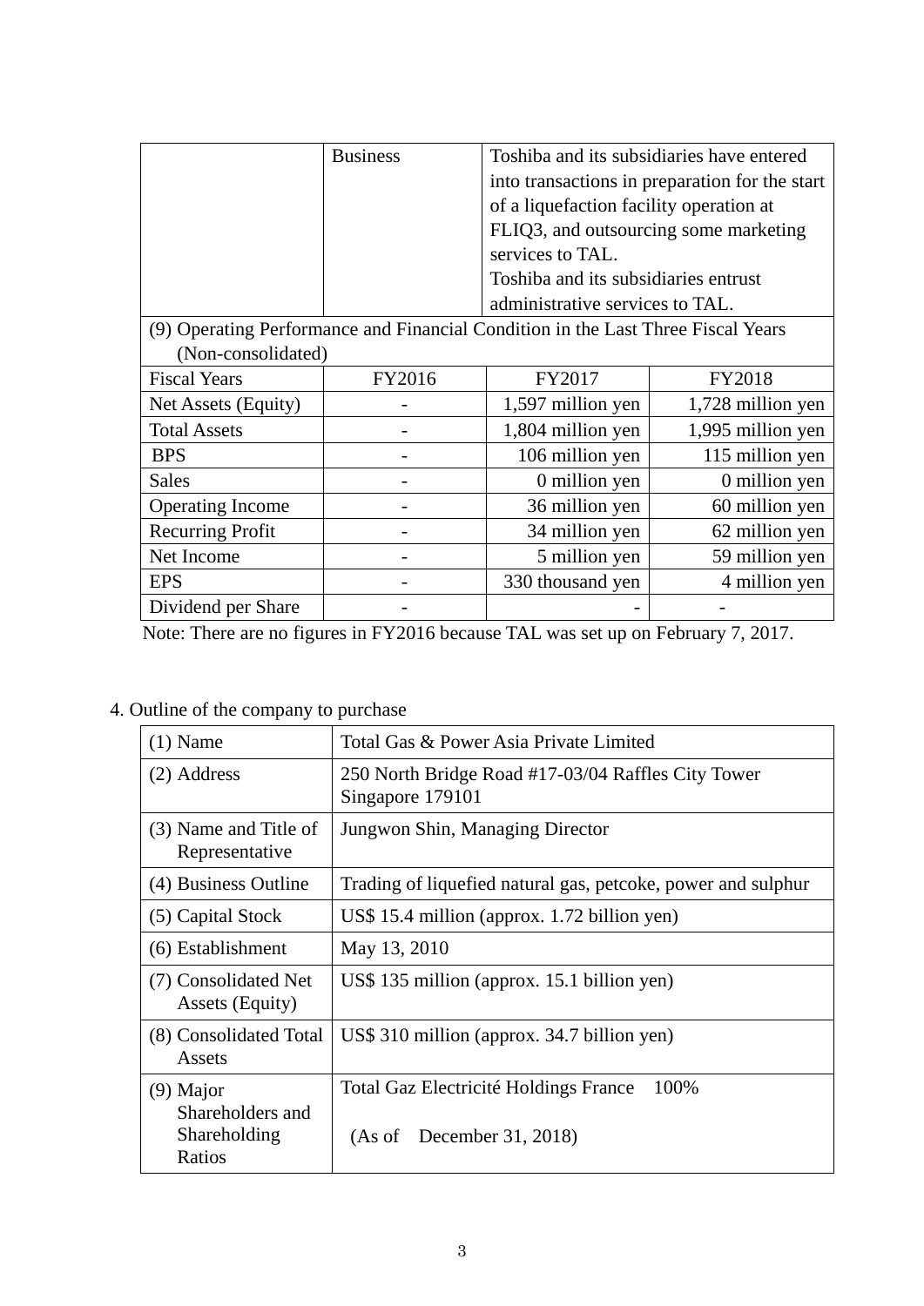| | Business | Toshiba and its subsidiaries have entered into transactions in preparation for the start of a liquefaction facility operation at FLIQ3, and outsourcing some marketing services to TAL. Toshiba and its subsidiaries entrust administrative services to TAL. | |
|---|---|---|---|
| (9) Operating Performance and Financial Condition in the Last Three Fiscal Years (Non-consolidated) | | | |
| Fiscal Years | FY2016 | FY2017 | FY2018 |
| Net Assets (Equity) | - | 1,597 million yen | 1,728 million yen |
| Total Assets | - | 1,804 million yen | 1,995 million yen |
| BPS | - | 106 million yen | 115 million yen |
| Sales | - | 0 million yen | 0 million yen |
| Operating Income | - | 36 million yen | 60 million yen |
| Recurring Profit | - | 34 million yen | 62 million yen |
| Net Income | - | 5 million yen | 59 million yen |
| EPS | - | 330 thousand yen | 4 million yen |
| Dividend per Share | - | - | - |

Note: There are no figures in FY2016 because TAL was set up on February 7, 2017.

4. Outline of the company to purchase

| | |
|---|---|
| (1) Name | Total Gas & Power Asia Private Limited |
| (2) Address | 250 North Bridge Road #17-03/04 Raffles City Tower Singapore 179101 |
| (3) Name and Title of Representative | Jungwon Shin, Managing Director |
| (4) Business Outline | Trading of liquefied natural gas, petcoke, power and sulphur |
| (5) Capital Stock | US$ 15.4 million (approx. 1.72 billion yen) |
| (6) Establishment | May 13, 2010 |
| (7) Consolidated Net Assets (Equity) | US$ 135 million (approx. 15.1 billion yen) |
| (8) Consolidated Total Assets | US$ 310 million (approx. 34.7 billion yen) |
| (9) Major Shareholders and Shareholding Ratios | Total Gaz Electricité Holdings France 100%<br><br>(As of December 31, 2018) |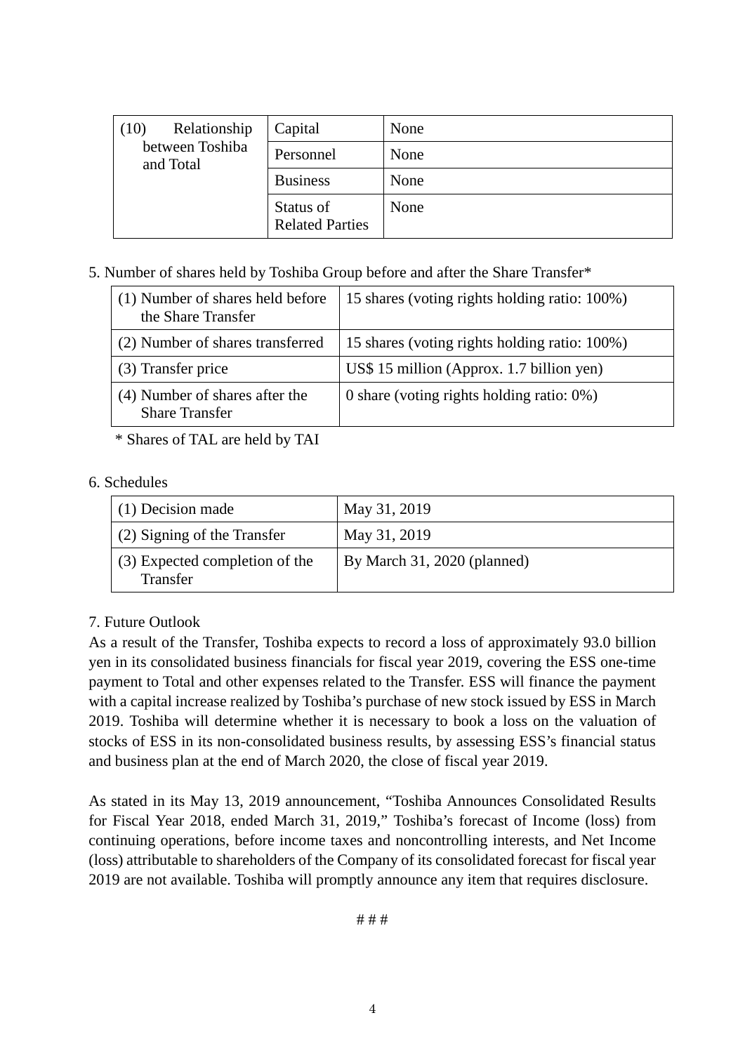| | | |
|---|---|---|
| (10) Relationship between Toshiba and Total | Capital | None |
| | Personnel | None |
| | Business | None |
| | Status of Related Parties | None |

5. Number of shares held by Toshiba Group before and after the Share Transfer*

| | |
|---|---|
| (1) Number of shares held before the Share Transfer | 15 shares (voting rights holding ratio: 100%) |
| (2) Number of shares transferred | 15 shares (voting rights holding ratio: 100%) |
| (3) Transfer price | US$ 15 million (Approx. 1.7 billion yen) |
| (4) Number of shares after the Share Transfer | 0 share (voting rights holding ratio: 0%) |

\* Shares of TAL are held by TAI

6. Schedules

| | |
|---|---|
| (1) Decision made | May 31, 2019 |
| (2) Signing of the Transfer | May 31, 2019 |
| (3) Expected completion of the Transfer | By March 31, 2020 (planned) |

7. Future Outlook

As a result of the Transfer, Toshiba expects to record a loss of approximately 93.0 billion yen in its consolidated business financials for fiscal year 2019, covering the ESS one-time payment to Total and other expenses related to the Transfer. ESS will finance the payment with a capital increase realized by Toshiba's purchase of new stock issued by ESS in March 2019. Toshiba will determine whether it is necessary to book a loss on the valuation of stocks of ESS in its non-consolidated business results, by assessing ESS's financial status and business plan at the end of March 2020, the close of fiscal year 2019.

As stated in its May 13, 2019 announcement, "Toshiba Announces Consolidated Results for Fiscal Year 2018, ended March 31, 2019," Toshiba's forecast of Income (loss) from continuing operations, before income taxes and noncontrolling interests, and Net Income (loss) attributable to shareholders of the Company of its consolidated forecast for fiscal year 2019 are not available. Toshiba will promptly announce any item that requires disclosure.

# # #